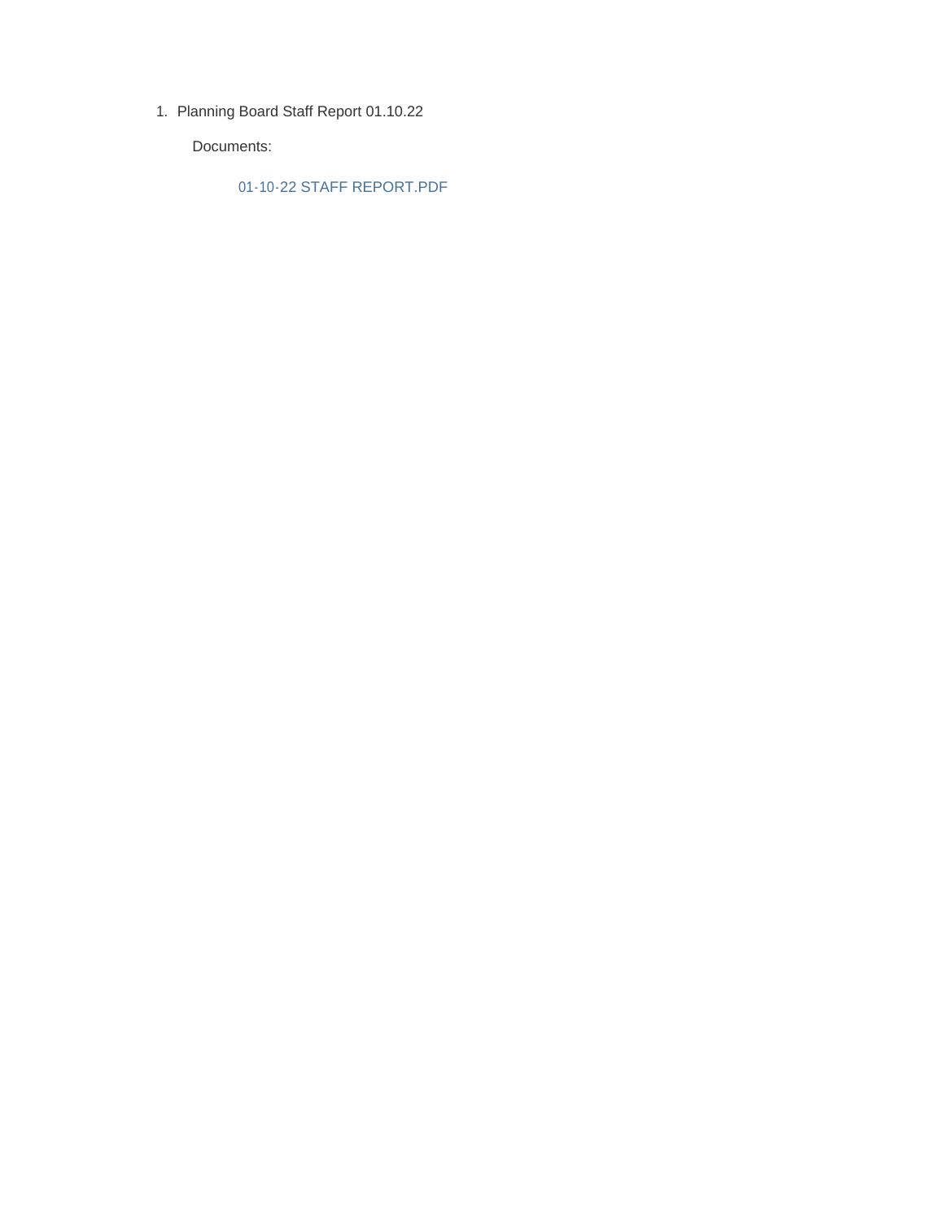1. Planning Board Staff Report 01.10.22

   Documents:

   01-10-22 STAFF REPORT.PDF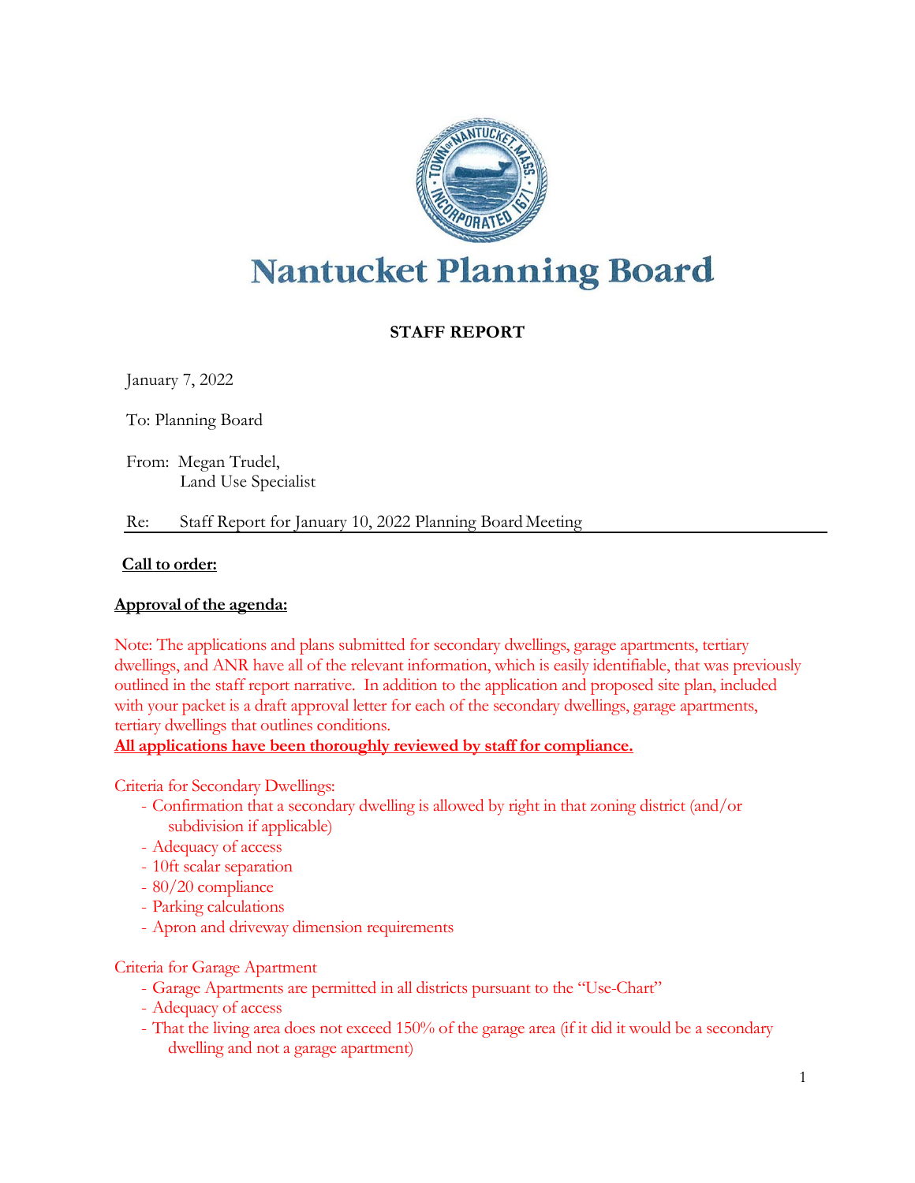# Nantucket Planning Board

**STAFF REPORT**

January 7, 2022

To: Planning Board

From: Megan Trudel,
Land Use Specialist

Re: Staff Report for January 10, 2022 Planning Board Meeting

**Call to order:**

**Approval of the agenda:**

Note: The applications and plans submitted for secondary dwellings, garage apartments, tertiary dwellings, and ANR have all of the relevant information, which is easily identifiable, that was previously outlined in the staff report narrative. In addition to the application and proposed site plan, included with your packet is a draft approval letter for each of the secondary dwellings, garage apartments, tertiary dwellings that outlines conditions.

**All applications have been thoroughly reviewed by staff for compliance.**

Criteria for Secondary Dwellings:

- Confirmation that a secondary dwelling is allowed by right in that zoning district (and/or subdivision if applicable)
- Adequacy of access
- 10ft scalar separation
- 80/20 compliance
- Parking calculations
- Apron and driveway dimension requirements

Criteria for Garage Apartment

- Garage Apartments are permitted in all districts pursuant to the "Use-Chart"
- Adequacy of access
- That the living area does not exceed 150% of the garage area (if it did it would be a secondary dwelling and not a garage apartment)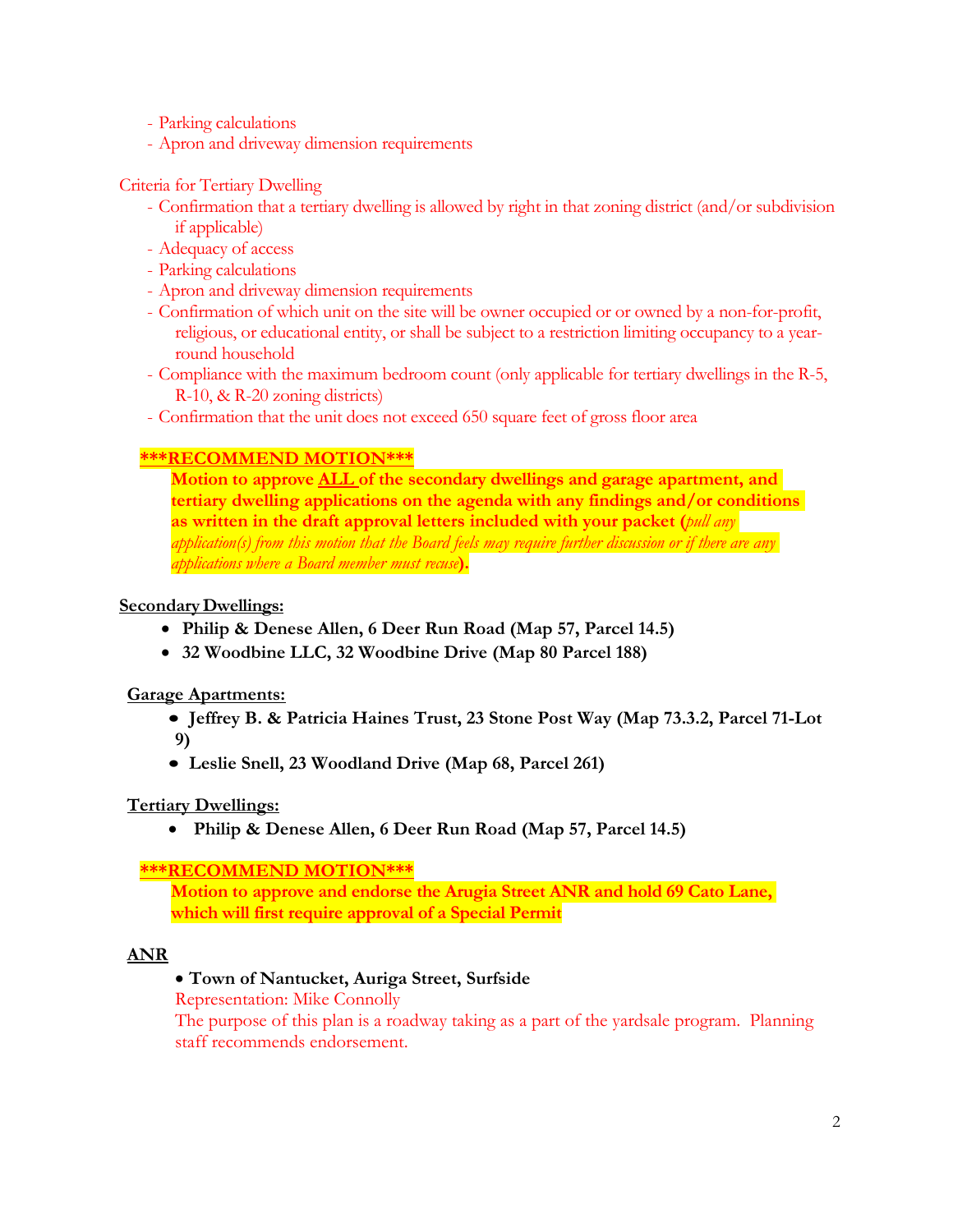- Parking calculations
- Apron and driveway dimension requirements

Criteria for Tertiary Dwelling

- Confirmation that a tertiary dwelling is allowed by right in that zoning district (and/or subdivision if applicable)
- Adequacy of access
- Parking calculations
- Apron and driveway dimension requirements
- Confirmation of which unit on the site will be owner occupied or or owned by a non-for-profit, religious, or educational entity, or shall be subject to a restriction limiting occupancy to a year-round household
- Compliance with the maximum bedroom count (only applicable for tertiary dwellings in the R-5, R-10, & R-20 zoning districts)
- Confirmation that the unit does not exceed 650 square feet of gross floor area

**\*\*\*RECOMMEND MOTION\*\*\***

**Motion to approve ALL of the secondary dwellings and garage apartment, and tertiary dwelling applications on the agenda with any findings and/or conditions as written in the draft approval letters included with your packet (*pull any application(s) from this motion that the Board feels may require further discussion or if there are any applications where a Board member must recuse*).**

**Secondary Dwellings:**

- **Philip & Denese Allen, 6 Deer Run Road (Map 57, Parcel 14.5)**
- **32 Woodbine LLC, 32 Woodbine Drive (Map 80 Parcel 188)**

**Garage Apartments:**

- **Jeffrey B. & Patricia Haines Trust, 23 Stone Post Way (Map 73.3.2, Parcel 71-Lot 9)**
- **Leslie Snell, 23 Woodland Drive (Map 68, Parcel 261)**

**Tertiary Dwellings:**

- **Philip & Denese Allen, 6 Deer Run Road (Map 57, Parcel 14.5)**

**\*\*\*RECOMMEND MOTION\*\*\***

**Motion to approve and endorse the Arugia Street ANR and hold 69 Cato Lane, which will first require approval of a Special Permit**

**ANR**

- **Town of Nantucket, Auriga Street, Surfside**

  Representation: Mike Connolly

  The purpose of this plan is a roadway taking as a part of the yardsale program. Planning staff recommends endorsement.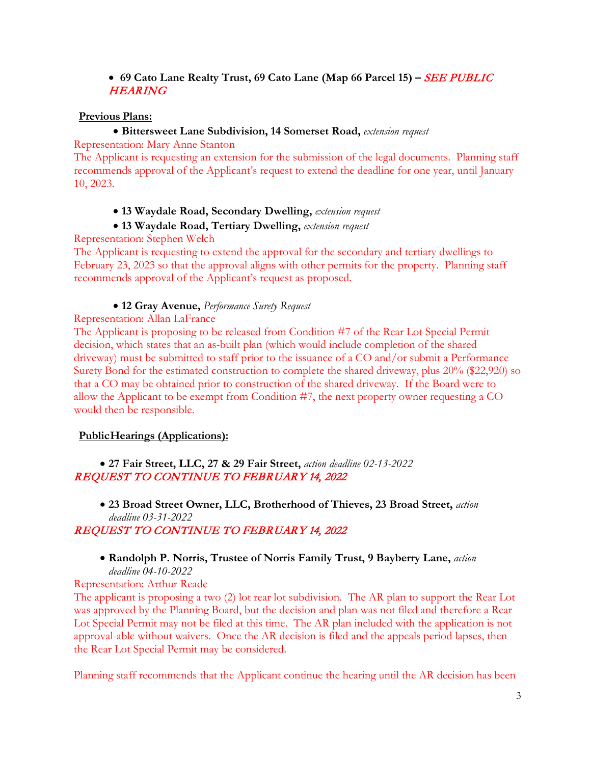- **69 Cato Lane Realty Trust, 69 Cato Lane (Map 66 Parcel 15) –** ***SEE PUBLIC HEARING***

**Previous Plans:**

- **Bittersweet Lane Subdivision, 14 Somerset Road,** *extension request*

Representation: Mary Anne Stanton

The Applicant is requesting an extension for the submission of the legal documents. Planning staff recommends approval of the Applicant's request to extend the deadline for one year, until January 10, 2023.

- **13 Waydale Road, Secondary Dwelling,** *extension request*
- **13 Waydale Road, Tertiary Dwelling,** *extension request*

Representation: Stephen Welch

The Applicant is requesting to extend the approval for the secondary and tertiary dwellings to February 23, 2023 so that the approval aligns with other permits for the property. Planning staff recommends approval of the Applicant's request as proposed.

- **12 Gray Avenue,** *Performance Surety Request*

Representation: Allan LaFrance

The Applicant is proposing to be released from Condition #7 of the Rear Lot Special Permit decision, which states that an as-built plan (which would include completion of the shared driveway) must be submitted to staff prior to the issuance of a CO and/or submit a Performance Surety Bond for the estimated construction to complete the shared driveway, plus 20% ($22,920) so that a CO may be obtained prior to construction of the shared driveway. If the Board were to allow the Applicant to be exempt from Condition #7, the next property owner requesting a CO would then be responsible.

**PublicHearings (Applications):**

- **27 Fair Street, LLC, 27 & 29 Fair Street,** *action deadline 02-13-2022*

*REQUEST TO CONTINUE TO FEBRUARY 14, 2022*

- **23 Broad Street Owner, LLC, Brotherhood of Thieves, 23 Broad Street,** *action deadline 03-31-2022*

*REQUEST TO CONTINUE TO FEBRUARY 14, 2022*

- **Randolph P. Norris, Trustee of Norris Family Trust, 9 Bayberry Lane,** *action deadline 04-10-2022*

Representation: Arthur Reade

The applicant is proposing a two (2) lot rear lot subdivision. The AR plan to support the Rear Lot was approved by the Planning Board, but the decision and plan was not filed and therefore a Rear Lot Special Permit may not be filed at this time. The AR plan included with the application is not approval-able without waivers. Once the AR decision is filed and the appeals period lapses, then the Rear Lot Special Permit may be considered.

Planning staff recommends that the Applicant continue the hearing until the AR decision has been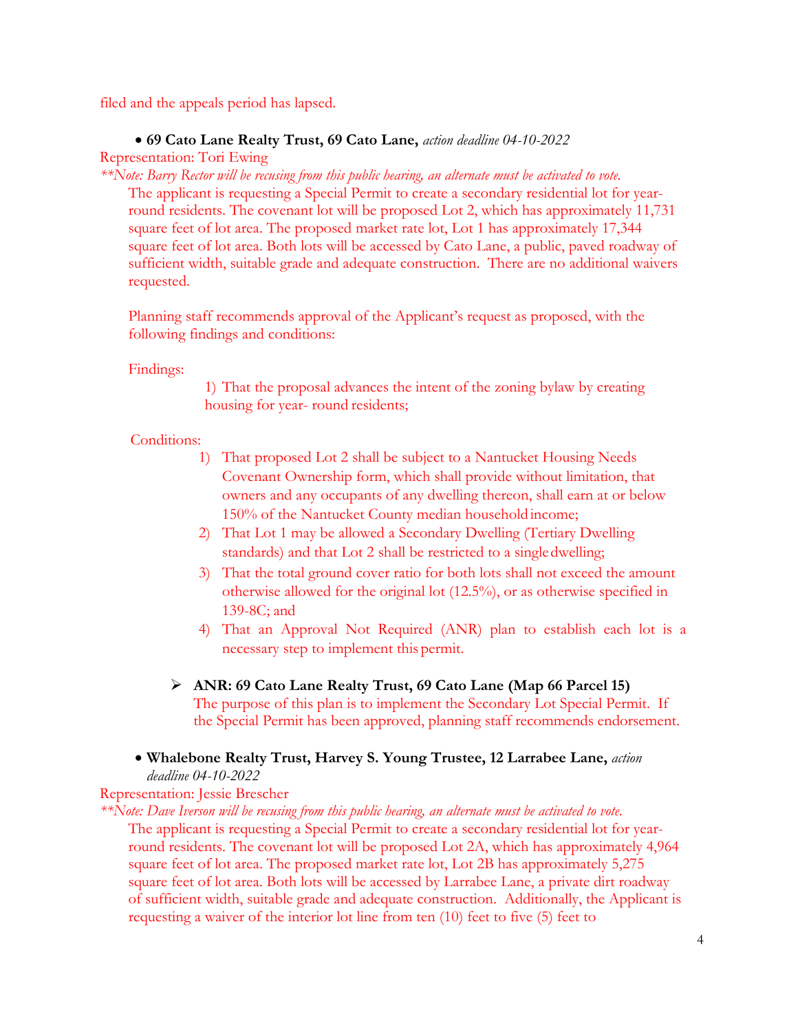filed and the appeals period has lapsed.

- **69 Cato Lane Realty Trust, 69 Cato Lane,** *action deadline 04-10-2022*

Representation: Tori Ewing

*\*\*Note: Barry Rector will be recusing from this public hearing, an alternate must be activated to vote.*

The applicant is requesting a Special Permit to create a secondary residential lot for year-round residents. The covenant lot will be proposed Lot 2, which has approximately 11,731 square feet of lot area. The proposed market rate lot, Lot 1 has approximately 17,344 square feet of lot area. Both lots will be accessed by Cato Lane, a public, paved roadway of sufficient width, suitable grade and adequate construction. There are no additional waivers requested.

Planning staff recommends approval of the Applicant's request as proposed, with the following findings and conditions:

Findings:

1) That the proposal advances the intent of the zoning bylaw by creating housing for year- round residents;

Conditions:

1) That proposed Lot 2 shall be subject to a Nantucket Housing Needs Covenant Ownership form, which shall provide without limitation, that owners and any occupants of any dwelling thereon, shall earn at or below 150% of the Nantucket County median household income;
2) That Lot 1 may be allowed a Secondary Dwelling (Tertiary Dwelling standards) and that Lot 2 shall be restricted to a single dwelling;
3) That the total ground cover ratio for both lots shall not exceed the amount otherwise allowed for the original lot (12.5%), or as otherwise specified in 139-8C; and
4) That an Approval Not Required (ANR) plan to establish each lot is a necessary step to implement this permit.

- **ANR: 69 Cato Lane Realty Trust, 69 Cato Lane (Map 66 Parcel 15)**

  The purpose of this plan is to implement the Secondary Lot Special Permit. If the Special Permit has been approved, planning staff recommends endorsement.

- **Whalebone Realty Trust, Harvey S. Young Trustee, 12 Larrabee Lane,** *action deadline 04-10-2022*

Representation: Jessie Brescher

*\*\*Note: Dave Iverson will be recusing from this public hearing, an alternate must be activated to vote.*

The applicant is requesting a Special Permit to create a secondary residential lot for year-round residents. The covenant lot will be proposed Lot 2A, which has approximately 4,964 square feet of lot area. The proposed market rate lot, Lot 2B has approximately 5,275 square feet of lot area. Both lots will be accessed by Larrabee Lane, a private dirt roadway of sufficient width, suitable grade and adequate construction. Additionally, the Applicant is requesting a waiver of the interior lot line from ten (10) feet to five (5) feet to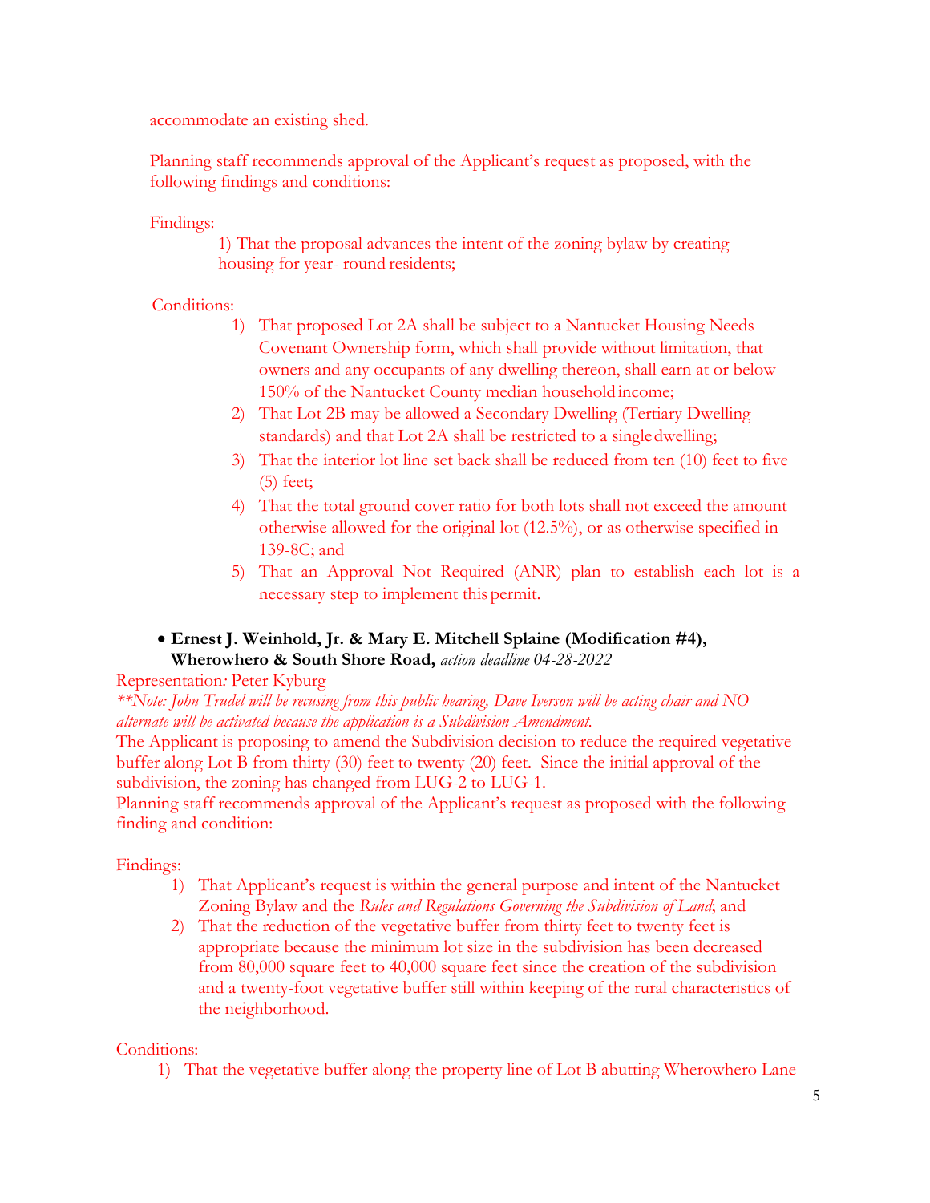accommodate an existing shed.

Planning staff recommends approval of the Applicant's request as proposed, with the following findings and conditions:

Findings:

1) That the proposal advances the intent of the zoning bylaw by creating housing for year- round residents;

Conditions:

1) That proposed Lot 2A shall be subject to a Nantucket Housing Needs Covenant Ownership form, which shall provide without limitation, that owners and any occupants of any dwelling thereon, shall earn at or below 150% of the Nantucket County median household income;
2) That Lot 2B may be allowed a Secondary Dwelling (Tertiary Dwelling standards) and that Lot 2A shall be restricted to a single dwelling;
3) That the interior lot line set back shall be reduced from ten (10) feet to five (5) feet;
4) That the total ground cover ratio for both lots shall not exceed the amount otherwise allowed for the original lot (12.5%), or as otherwise specified in 139-8C; and
5) That an Approval Not Required (ANR) plan to establish each lot is a necessary step to implement this permit.

- **Ernest J. Weinhold, Jr. & Mary E. Mitchell Splaine (Modification #4), Wherowhero & South Shore Road,** *action deadline 04-28-2022*

Representation*:* Peter Kyburg

*\*\*Note: John Trudel will be recusing from this public hearing, Dave Iverson will be acting chair and NO alternate will be activated because the application is a Subdivision Amendment.*

The Applicant is proposing to amend the Subdivision decision to reduce the required vegetative buffer along Lot B from thirty (30) feet to twenty (20) feet. Since the initial approval of the subdivision, the zoning has changed from LUG-2 to LUG-1.

Planning staff recommends approval of the Applicant's request as proposed with the following finding and condition:

Findings:

1) That Applicant's request is within the general purpose and intent of the Nantucket Zoning Bylaw and the *Rules and Regulations Governing the Subdivision of Land*; and
2) That the reduction of the vegetative buffer from thirty feet to twenty feet is appropriate because the minimum lot size in the subdivision has been decreased from 80,000 square feet to 40,000 square feet since the creation of the subdivision and a twenty-foot vegetative buffer still within keeping of the rural characteristics of the neighborhood.

Conditions:

1) That the vegetative buffer along the property line of Lot B abutting Wherowhero Lane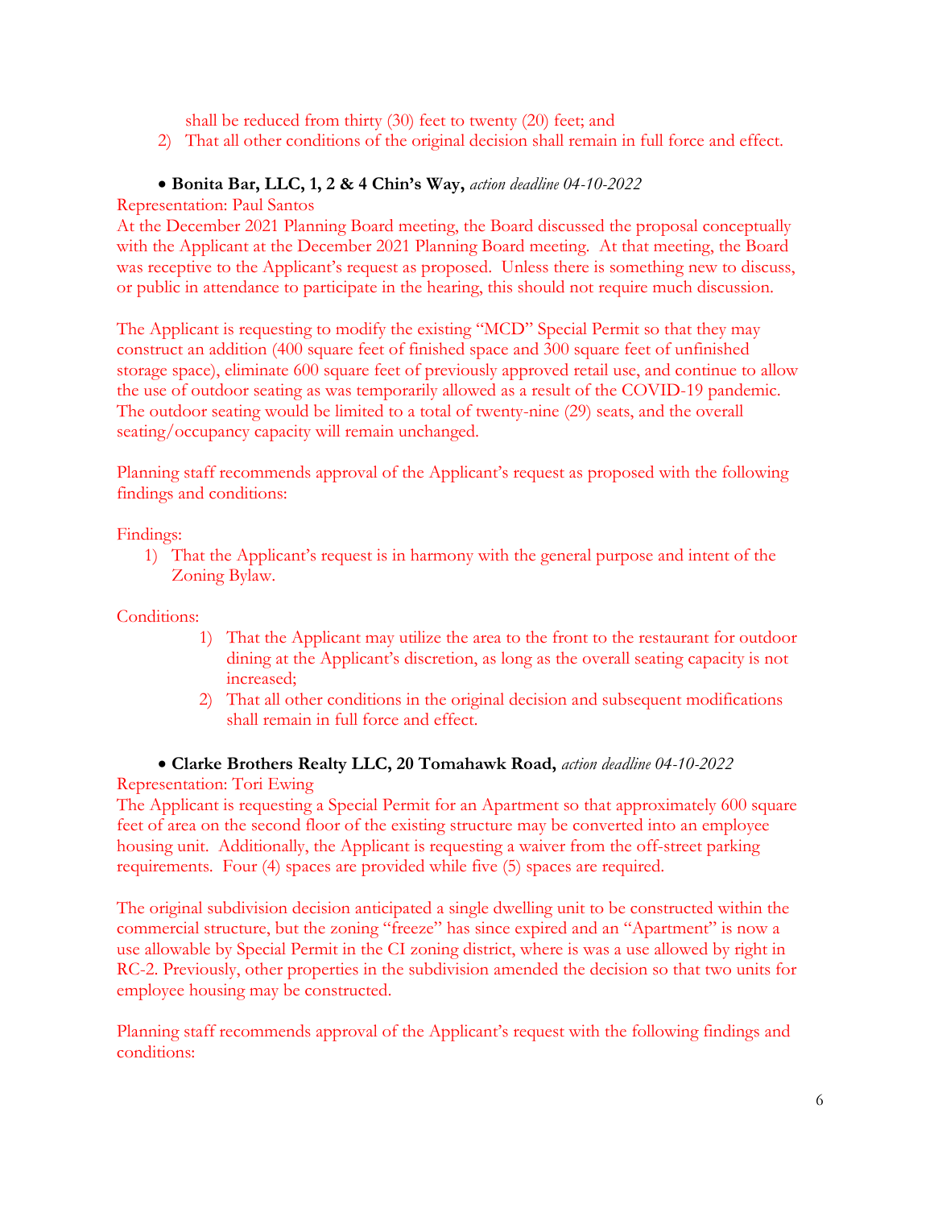shall be reduced from thirty (30) feet to twenty (20) feet; and

2) That all other conditions of the original decision shall remain in full force and effect.

- **Bonita Bar, LLC, 1, 2 & 4 Chin's Way,** *action deadline 04-10-2022*

Representation: Paul Santos

At the December 2021 Planning Board meeting, the Board discussed the proposal conceptually with the Applicant at the December 2021 Planning Board meeting. At that meeting, the Board was receptive to the Applicant's request as proposed. Unless there is something new to discuss, or public in attendance to participate in the hearing, this should not require much discussion.

The Applicant is requesting to modify the existing "MCD" Special Permit so that they may construct an addition (400 square feet of finished space and 300 square feet of unfinished storage space), eliminate 600 square feet of previously approved retail use, and continue to allow the use of outdoor seating as was temporarily allowed as a result of the COVID-19 pandemic. The outdoor seating would be limited to a total of twenty-nine (29) seats, and the overall seating/occupancy capacity will remain unchanged.

Planning staff recommends approval of the Applicant's request as proposed with the following findings and conditions:

Findings:

1) That the Applicant's request is in harmony with the general purpose and intent of the Zoning Bylaw.

Conditions:

1) That the Applicant may utilize the area to the front to the restaurant for outdoor dining at the Applicant's discretion, as long as the overall seating capacity is not increased;
2) That all other conditions in the original decision and subsequent modifications shall remain in full force and effect.

- **Clarke Brothers Realty LLC, 20 Tomahawk Road,** *action deadline 04-10-2022*

Representation: Tori Ewing

The Applicant is requesting a Special Permit for an Apartment so that approximately 600 square feet of area on the second floor of the existing structure may be converted into an employee housing unit. Additionally, the Applicant is requesting a waiver from the off-street parking requirements. Four (4) spaces are provided while five (5) spaces are required.

The original subdivision decision anticipated a single dwelling unit to be constructed within the commercial structure, but the zoning "freeze" has since expired and an "Apartment" is now a use allowable by Special Permit in the CI zoning district, where is was a use allowed by right in RC-2. Previously, other properties in the subdivision amended the decision so that two units for employee housing may be constructed.

Planning staff recommends approval of the Applicant's request with the following findings and conditions: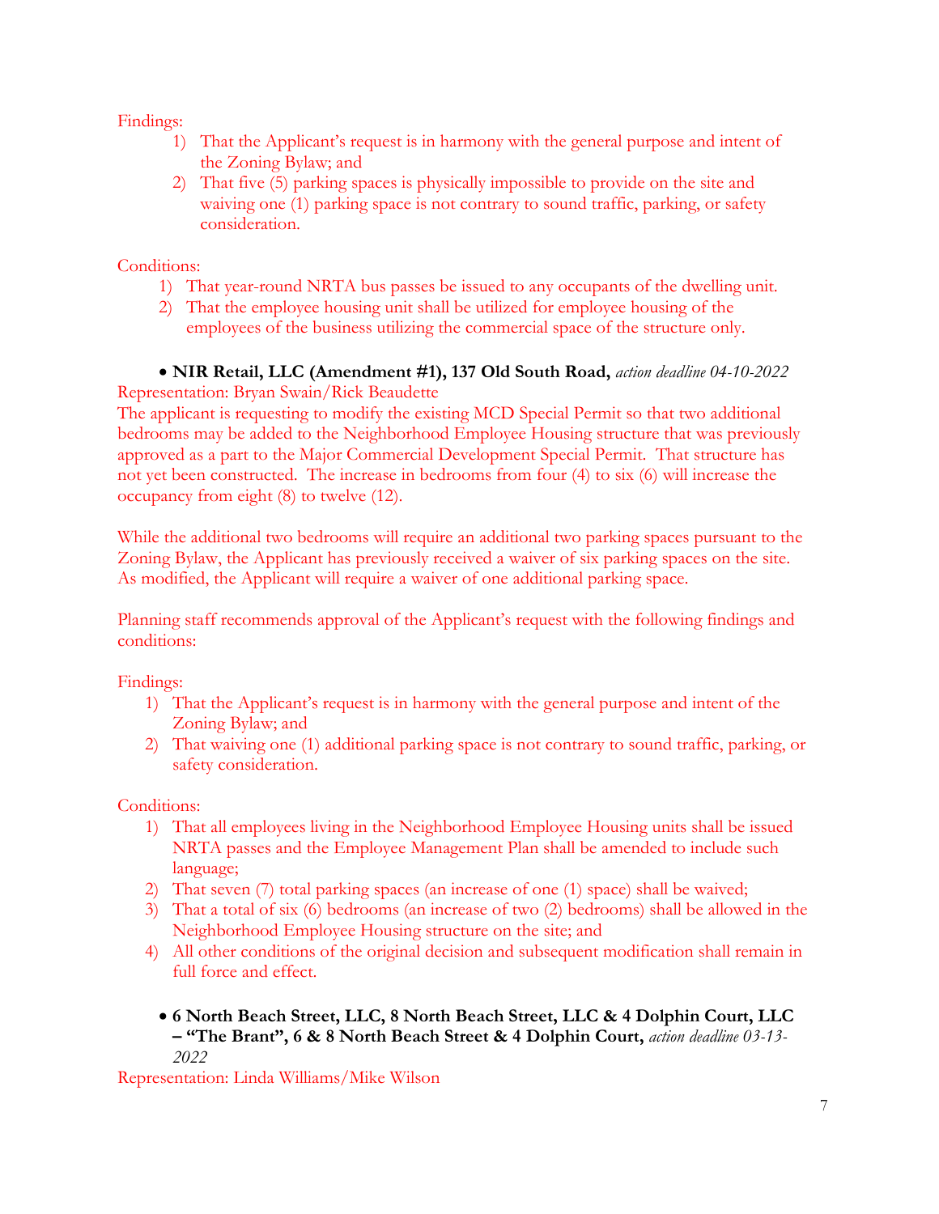Findings:

1) That the Applicant's request is in harmony with the general purpose and intent of the Zoning Bylaw; and
2) That five (5) parking spaces is physically impossible to provide on the site and waiving one (1) parking space is not contrary to sound traffic, parking, or safety consideration.

Conditions:

1) That year-round NRTA bus passes be issued to any occupants of the dwelling unit.
2) That the employee housing unit shall be utilized for employee housing of the employees of the business utilizing the commercial space of the structure only.

- **NIR Retail, LLC (Amendment #1), 137 Old South Road,** *action deadline 04-10-2022*

Representation: Bryan Swain/Rick Beaudette

The applicant is requesting to modify the existing MCD Special Permit so that two additional bedrooms may be added to the Neighborhood Employee Housing structure that was previously approved as a part to the Major Commercial Development Special Permit. That structure has not yet been constructed. The increase in bedrooms from four (4) to six (6) will increase the occupancy from eight (8) to twelve (12).

While the additional two bedrooms will require an additional two parking spaces pursuant to the Zoning Bylaw, the Applicant has previously received a waiver of six parking spaces on the site. As modified, the Applicant will require a waiver of one additional parking space.

Planning staff recommends approval of the Applicant's request with the following findings and conditions:

Findings:

1) That the Applicant's request is in harmony with the general purpose and intent of the Zoning Bylaw; and
2) That waiving one (1) additional parking space is not contrary to sound traffic, parking, or safety consideration.

Conditions:

1) That all employees living in the Neighborhood Employee Housing units shall be issued NRTA passes and the Employee Management Plan shall be amended to include such language;
2) That seven (7) total parking spaces (an increase of one (1) space) shall be waived;
3) That a total of six (6) bedrooms (an increase of two (2) bedrooms) shall be allowed in the Neighborhood Employee Housing structure on the site; and
4) All other conditions of the original decision and subsequent modification shall remain in full force and effect.

- **6 North Beach Street, LLC, 8 North Beach Street, LLC & 4 Dolphin Court, LLC – "The Brant", 6 & 8 North Beach Street & 4 Dolphin Court,** *action deadline 03-13-2022*

Representation: Linda Williams/Mike Wilson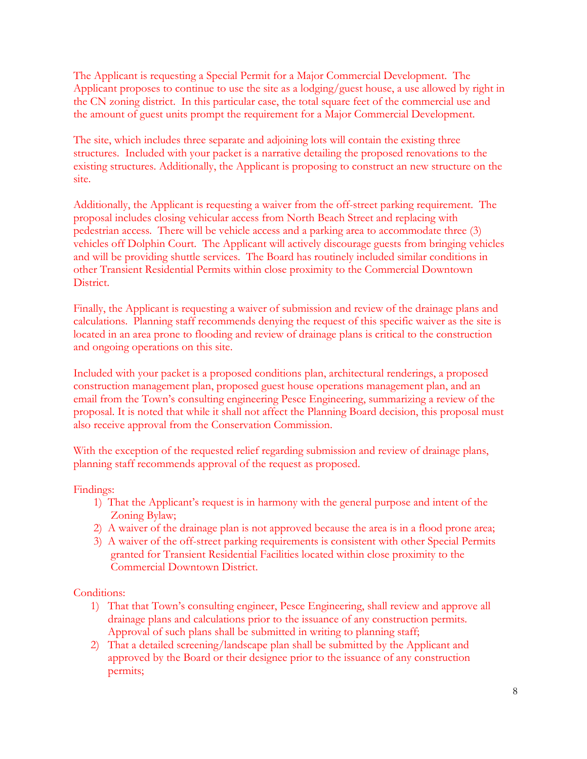The Applicant is requesting a Special Permit for a Major Commercial Development. The Applicant proposes to continue to use the site as a lodging/guest house, a use allowed by right in the CN zoning district. In this particular case, the total square feet of the commercial use and the amount of guest units prompt the requirement for a Major Commercial Development.

The site, which includes three separate and adjoining lots will contain the existing three structures. Included with your packet is a narrative detailing the proposed renovations to the existing structures. Additionally, the Applicant is proposing to construct an new structure on the site.

Additionally, the Applicant is requesting a waiver from the off-street parking requirement. The proposal includes closing vehicular access from North Beach Street and replacing with pedestrian access. There will be vehicle access and a parking area to accommodate three (3) vehicles off Dolphin Court. The Applicant will actively discourage guests from bringing vehicles and will be providing shuttle services. The Board has routinely included similar conditions in other Transient Residential Permits within close proximity to the Commercial Downtown District.

Finally, the Applicant is requesting a waiver of submission and review of the drainage plans and calculations. Planning staff recommends denying the request of this specific waiver as the site is located in an area prone to flooding and review of drainage plans is critical to the construction and ongoing operations on this site.

Included with your packet is a proposed conditions plan, architectural renderings, a proposed construction management plan, proposed guest house operations management plan, and an email from the Town's consulting engineering Pesce Engineering, summarizing a review of the proposal. It is noted that while it shall not affect the Planning Board decision, this proposal must also receive approval from the Conservation Commission.

With the exception of the requested relief regarding submission and review of drainage plans, planning staff recommends approval of the request as proposed.

Findings:

1) That the Applicant's request is in harmony with the general purpose and intent of the Zoning Bylaw;
2) A waiver of the drainage plan is not approved because the area is in a flood prone area;
3) A waiver of the off-street parking requirements is consistent with other Special Permits granted for Transient Residential Facilities located within close proximity to the Commercial Downtown District.

Conditions:

1) That that Town's consulting engineer, Pesce Engineering, shall review and approve all drainage plans and calculations prior to the issuance of any construction permits. Approval of such plans shall be submitted in writing to planning staff;
2) That a detailed screening/landscape plan shall be submitted by the Applicant and approved by the Board or their designee prior to the issuance of any construction permits;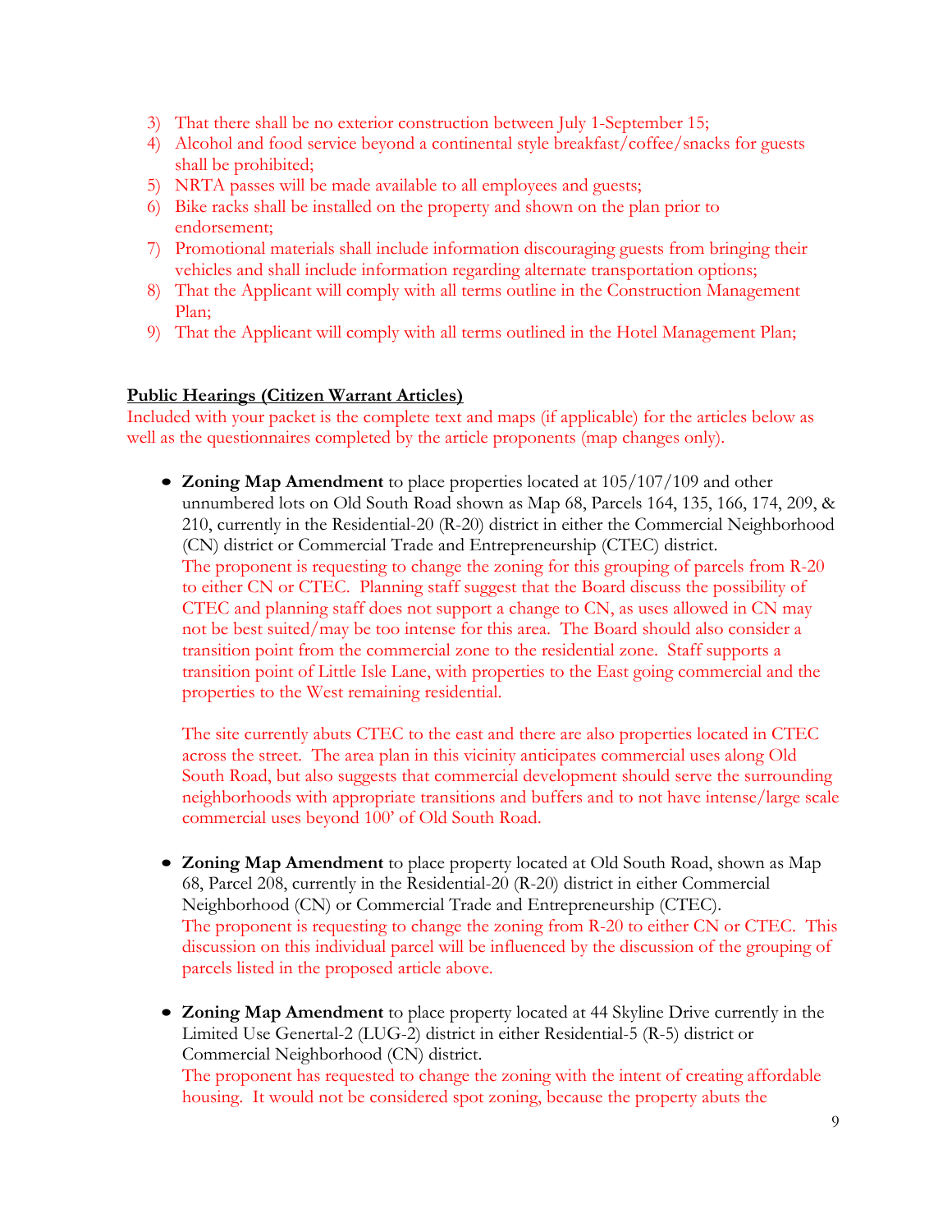3) That there shall be no exterior construction between July 1-September 15;
4) Alcohol and food service beyond a continental style breakfast/coffee/snacks for guests shall be prohibited;
5) NRTA passes will be made available to all employees and guests;
6) Bike racks shall be installed on the property and shown on the plan prior to endorsement;
7) Promotional materials shall include information discouraging guests from bringing their vehicles and shall include information regarding alternate transportation options;
8) That the Applicant will comply with all terms outline in the Construction Management Plan;
9) That the Applicant will comply with all terms outlined in the Hotel Management Plan;

**Public Hearings (Citizen Warrant Articles)**

Included with your packet is the complete text and maps (if applicable) for the articles below as well as the questionnaires completed by the article proponents (map changes only).

- **Zoning Map Amendment** to place properties located at 105/107/109 and other unnumbered lots on Old South Road shown as Map 68, Parcels 164, 135, 166, 174, 209, & 210, currently in the Residential-20 (R-20) district in either the Commercial Neighborhood (CN) district or Commercial Trade and Entrepreneurship (CTEC) district.
  The proponent is requesting to change the zoning for this grouping of parcels from R-20 to either CN or CTEC. Planning staff suggest that the Board discuss the possibility of CTEC and planning staff does not support a change to CN, as uses allowed in CN may not be best suited/may be too intense for this area. The Board should also consider a transition point from the commercial zone to the residential zone. Staff supports a transition point of Little Isle Lane, with properties to the East going commercial and the properties to the West remaining residential.

  The site currently abuts CTEC to the east and there are also properties located in CTEC across the street. The area plan in this vicinity anticipates commercial uses along Old South Road, but also suggests that commercial development should serve the surrounding neighborhoods with appropriate transitions and buffers and to not have intense/large scale commercial uses beyond 100' of Old South Road.

- **Zoning Map Amendment** to place property located at Old South Road, shown as Map 68, Parcel 208, currently in the Residential-20 (R-20) district in either Commercial Neighborhood (CN) or Commercial Trade and Entrepreneurship (CTEC).
  The proponent is requesting to change the zoning from R-20 to either CN or CTEC. This discussion on this individual parcel will be influenced by the discussion of the grouping of parcels listed in the proposed article above.

- **Zoning Map Amendment** to place property located at 44 Skyline Drive currently in the Limited Use Genertal-2 (LUG-2) district in either Residential-5 (R-5) district or Commercial Neighborhood (CN) district.
  The proponent has requested to change the zoning with the intent of creating affordable housing. It would not be considered spot zoning, because the property abuts the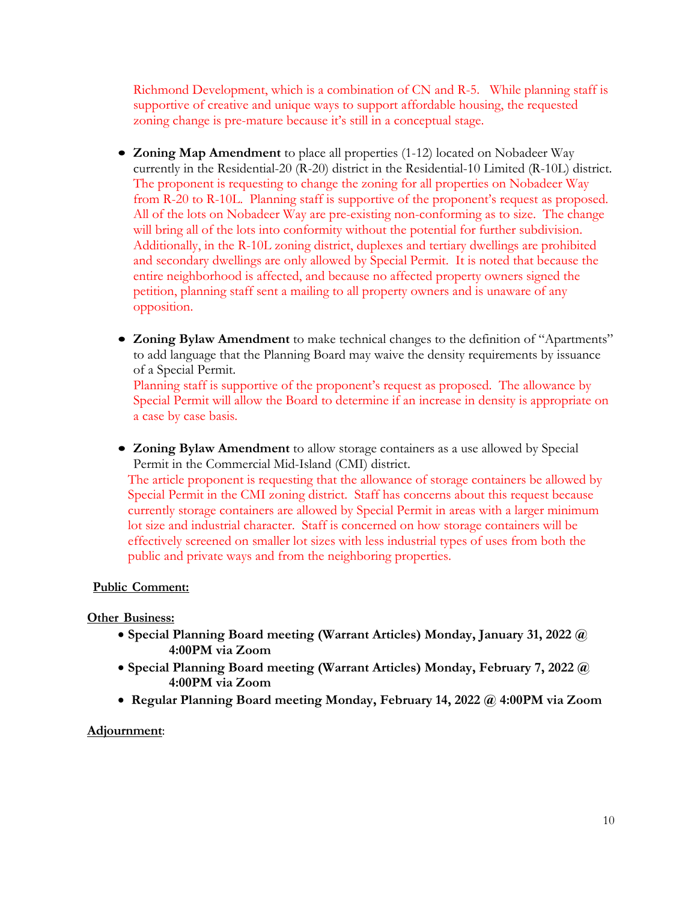Richmond Development, which is a combination of CN and R-5. While planning staff is supportive of creative and unique ways to support affordable housing, the requested zoning change is pre-mature because it's still in a conceptual stage.

- **Zoning Map Amendment** to place all properties (1-12) located on Nobadeer Way currently in the Residential-20 (R-20) district in the Residential-10 Limited (R-10L) district.
  The proponent is requesting to change the zoning for all properties on Nobadeer Way from R-20 to R-10L. Planning staff is supportive of the proponent's request as proposed. All of the lots on Nobadeer Way are pre-existing non-conforming as to size. The change will bring all of the lots into conformity without the potential for further subdivision. Additionally, in the R-10L zoning district, duplexes and tertiary dwellings are prohibited and secondary dwellings are only allowed by Special Permit. It is noted that because the entire neighborhood is affected, and because no affected property owners signed the petition, planning staff sent a mailing to all property owners and is unaware of any opposition.

- **Zoning Bylaw Amendment** to make technical changes to the definition of "Apartments" to add language that the Planning Board may waive the density requirements by issuance of a Special Permit.
  Planning staff is supportive of the proponent's request as proposed. The allowance by Special Permit will allow the Board to determine if an increase in density is appropriate on a case by case basis.

- **Zoning Bylaw Amendment** to allow storage containers as a use allowed by Special Permit in the Commercial Mid-Island (CMI) district.
  The article proponent is requesting that the allowance of storage containers be allowed by Special Permit in the CMI zoning district. Staff has concerns about this request because currently storage containers are allowed by Special Permit in areas with a larger minimum lot size and industrial character. Staff is concerned on how storage containers will be effectively screened on smaller lot sizes with less industrial types of uses from both the public and private ways and from the neighboring properties.

**Public Comment:**

**Other Business:**

- **Special Planning Board meeting (Warrant Articles) Monday, January 31, 2022 @ 4:00PM via Zoom**
- **Special Planning Board meeting (Warrant Articles) Monday, February 7, 2022 @ 4:00PM via Zoom**
- **Regular Planning Board meeting Monday, February 14, 2022 @ 4:00PM via Zoom**

**Adjournment**: